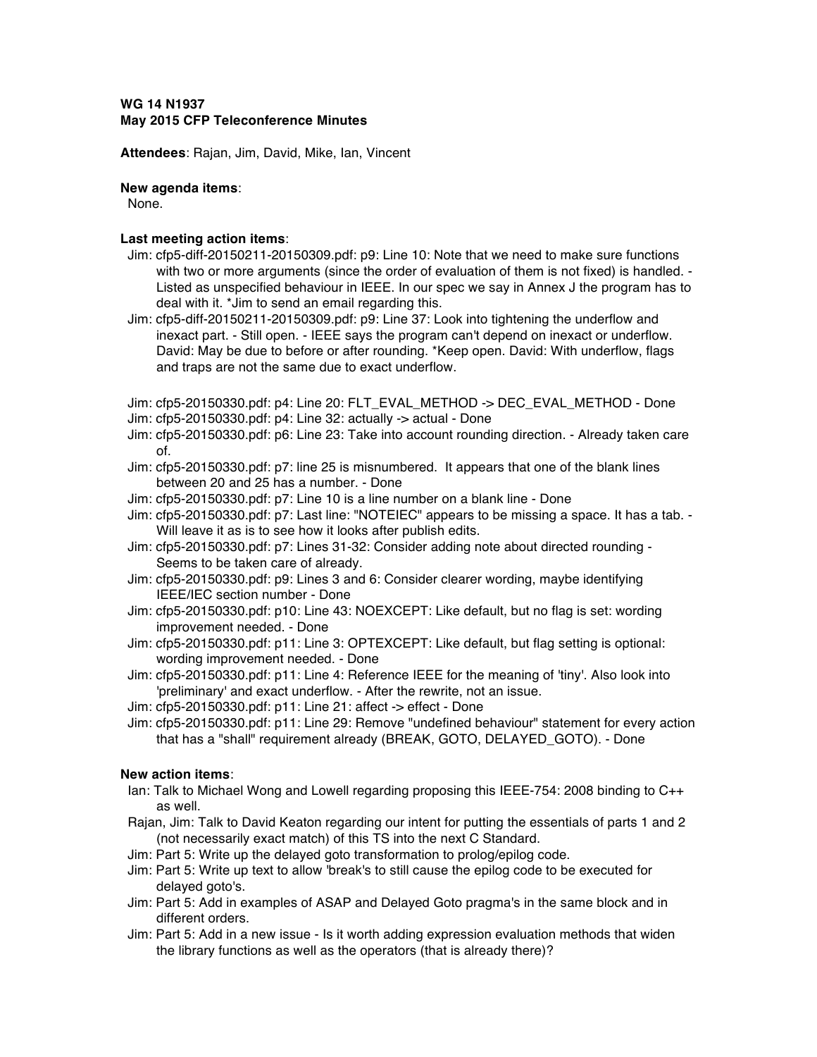**WG 14 N1937**
**May 2015 CFP Teleconference Minutes**

**Attendees**: Rajan, Jim, David, Mike, Ian, Vincent

**New agenda items**:

None.

**Last meeting action items**:

- Jim: cfp5-diff-20150211-20150309.pdf: p9: Line 10: Note that we need to make sure functions with two or more arguments (since the order of evaluation of them is not fixed) is handled. - Listed as unspecified behaviour in IEEE. In our spec we say in Annex J the program has to deal with it. *Jim to send an email regarding this.
- Jim: cfp5-diff-20150211-20150309.pdf: p9: Line 37: Look into tightening the underflow and inexact part. - Still open. - IEEE says the program can't depend on inexact or underflow. David: May be due to before or after rounding. *Keep open. David: With underflow, flags and traps are not the same due to exact underflow.
- Jim: cfp5-20150330.pdf: p4: Line 20: FLT_EVAL_METHOD -> DEC_EVAL_METHOD - Done
- Jim: cfp5-20150330.pdf: p4: Line 32: actually -> actual - Done
- Jim: cfp5-20150330.pdf: p6: Line 23: Take into account rounding direction. - Already taken care of.
- Jim: cfp5-20150330.pdf: p7: line 25 is misnumbered. It appears that one of the blank lines between 20 and 25 has a number. - Done
- Jim: cfp5-20150330.pdf: p7: Line 10 is a line number on a blank line - Done
- Jim: cfp5-20150330.pdf: p7: Last line: "NOTEIEC" appears to be missing a space. It has a tab. - Will leave it as is to see how it looks after publish edits.
- Jim: cfp5-20150330.pdf: p7: Lines 31-32: Consider adding note about directed rounding - Seems to be taken care of already.
- Jim: cfp5-20150330.pdf: p9: Lines 3 and 6: Consider clearer wording, maybe identifying IEEE/IEC section number - Done
- Jim: cfp5-20150330.pdf: p10: Line 43: NOEXCEPT: Like default, but no flag is set: wording improvement needed. - Done
- Jim: cfp5-20150330.pdf: p11: Line 3: OPTEXCEPT: Like default, but flag setting is optional: wording improvement needed. - Done
- Jim: cfp5-20150330.pdf: p11: Line 4: Reference IEEE for the meaning of 'tiny'. Also look into 'preliminary' and exact underflow. - After the rewrite, not an issue.
- Jim: cfp5-20150330.pdf: p11: Line 21: affect -> effect - Done
- Jim: cfp5-20150330.pdf: p11: Line 29: Remove "undefined behaviour" statement for every action that has a "shall" requirement already (BREAK, GOTO, DELAYED_GOTO). - Done

**New action items**:

- Ian: Talk to Michael Wong and Lowell regarding proposing this IEEE-754: 2008 binding to C++ as well.
- Rajan, Jim: Talk to David Keaton regarding our intent for putting the essentials of parts 1 and 2 (not necessarily exact match) of this TS into the next C Standard.
- Jim: Part 5: Write up the delayed goto transformation to prolog/epilog code.
- Jim: Part 5: Write up text to allow 'break's to still cause the epilog code to be executed for delayed goto's.
- Jim: Part 5: Add in examples of ASAP and Delayed Goto pragma's in the same block and in different orders.
- Jim: Part 5: Add in a new issue - Is it worth adding expression evaluation methods that widen the library functions as well as the operators (that is already there)?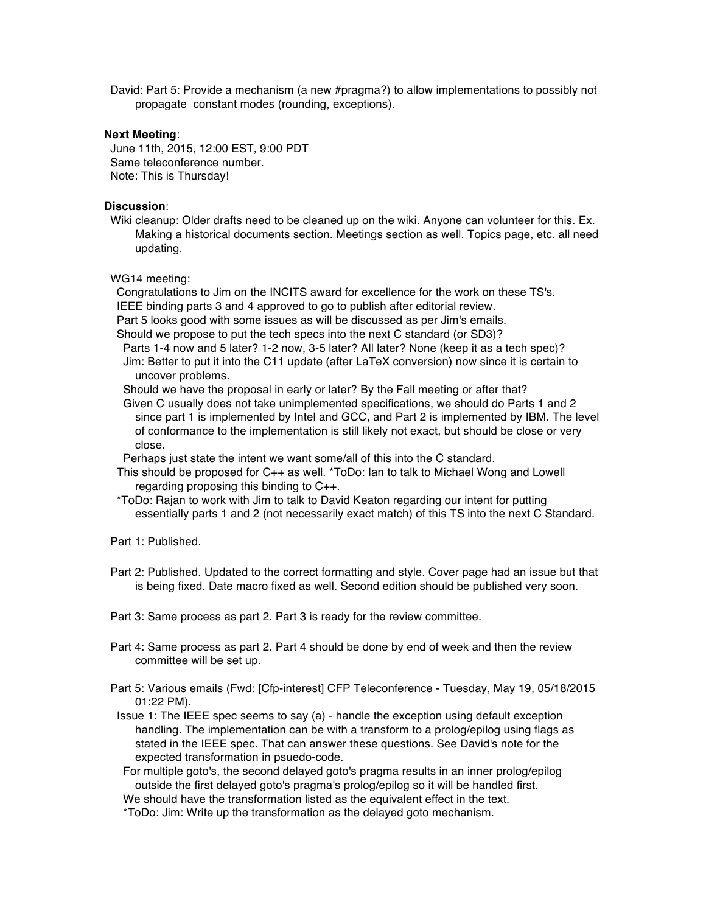David: Part 5: Provide a mechanism (a new #pragma?) to allow implementations to possibly not propagate constant modes (rounding, exceptions).

**Next Meeting**:

June 11th, 2015, 12:00 EST, 9:00 PDT
Same teleconference number.
Note: This is Thursday!

**Discussion**:

Wiki cleanup: Older drafts need to be cleaned up on the wiki. Anyone can volunteer for this. Ex. Making a historical documents section. Meetings section as well. Topics page, etc. all need updating.

WG14 meeting:

- Congratulations to Jim on the INCITS award for excellence for the work on these TS's.
- IEEE binding parts 3 and 4 approved to go to publish after editorial review.
- Part 5 looks good with some issues as will be discussed as per Jim's emails.
- Should we propose to put the tech specs into the next C standard (or SD3)?
  - Parts 1-4 now and 5 later? 1-2 now, 3-5 later? All later? None (keep it as a tech spec)?
  - Jim: Better to put it into the C11 update (after LaTeX conversion) now since it is certain to uncover problems.
  - Should we have the proposal in early or later? By the Fall meeting or after that?
  - Given C usually does not take unimplemented specifications, we should do Parts 1 and 2 since part 1 is implemented by Intel and GCC, and Part 2 is implemented by IBM. The level of conformance to the implementation is still likely not exact, but should be close or very close.
  - Perhaps just state the intent we want some/all of this into the C standard.
- This should be proposed for C++ as well. *ToDo: Ian to talk to Michael Wong and Lowell regarding proposing this binding to C++.
- *ToDo: Rajan to work with Jim to talk to David Keaton regarding our intent for putting essentially parts 1 and 2 (not necessarily exact match) of this TS into the next C Standard.

Part 1: Published.

Part 2: Published. Updated to the correct formatting and style. Cover page had an issue but that is being fixed. Date macro fixed as well. Second edition should be published very soon.

Part 3: Same process as part 2. Part 3 is ready for the review committee.

Part 4: Same process as part 2. Part 4 should be done by end of week and then the review committee will be set up.

Part 5: Various emails (Fwd: [Cfp-interest] CFP Teleconference - Tuesday, May 19, 05/18/2015 01:22 PM).

- Issue 1: The IEEE spec seems to say (a) - handle the exception using default exception handling. The implementation can be with a transform to a prolog/epilog using flags as stated in the IEEE spec. That can answer these questions. See David's note for the expected transformation in psuedo-code.
  - For multiple goto's, the second delayed goto's pragma results in an inner prolog/epilog outside the first delayed goto's pragma's prolog/epilog so it will be handled first.
  - We should have the transformation listed as the equivalent effect in the text.
  - *ToDo: Jim: Write up the transformation as the delayed goto mechanism.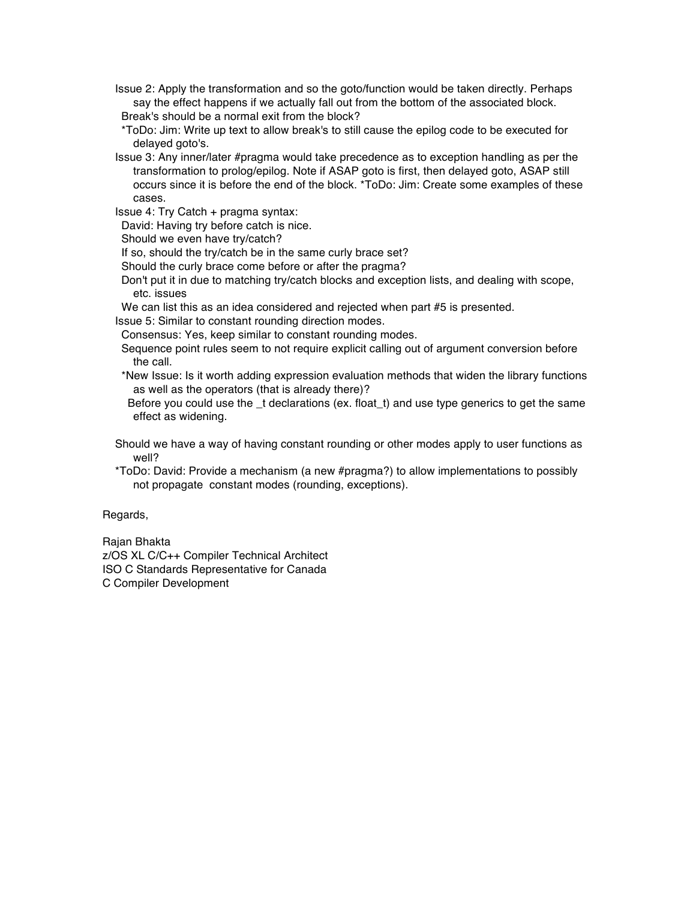Issue 2: Apply the transformation and so the goto/function would be taken directly. Perhaps say the effect happens if we actually fall out from the bottom of the associated block.

Break's should be a normal exit from the block?

*ToDo: Jim: Write up text to allow break's to still cause the epilog code to be executed for delayed goto's.

Issue 3: Any inner/later #pragma would take precedence as to exception handling as per the transformation to prolog/epilog. Note if ASAP goto is first, then delayed goto, ASAP still occurs since it is before the end of the block. *ToDo: Jim: Create some examples of these cases.

Issue 4: Try Catch + pragma syntax:

David: Having try before catch is nice.

Should we even have try/catch?

If so, should the try/catch be in the same curly brace set?

Should the curly brace come before or after the pragma?

Don't put it in due to matching try/catch blocks and exception lists, and dealing with scope, etc. issues

We can list this as an idea considered and rejected when part #5 is presented.

Issue 5: Similar to constant rounding direction modes.

Consensus: Yes, keep similar to constant rounding modes.

Sequence point rules seem to not require explicit calling out of argument conversion before the call.

*New Issue: Is it worth adding expression evaluation methods that widen the library functions as well as the operators (that is already there)?

Before you could use the _t declarations (ex. float_t) and use type generics to get the same effect as widening.

Should we have a way of having constant rounding or other modes apply to user functions as well?

*ToDo: David: Provide a mechanism (a new #pragma?) to allow implementations to possibly not propagate constant modes (rounding, exceptions).

Regards,

Rajan Bhakta  
z/OS XL C/C++ Compiler Technical Architect  
ISO C Standards Representative for Canada  
C Compiler Development